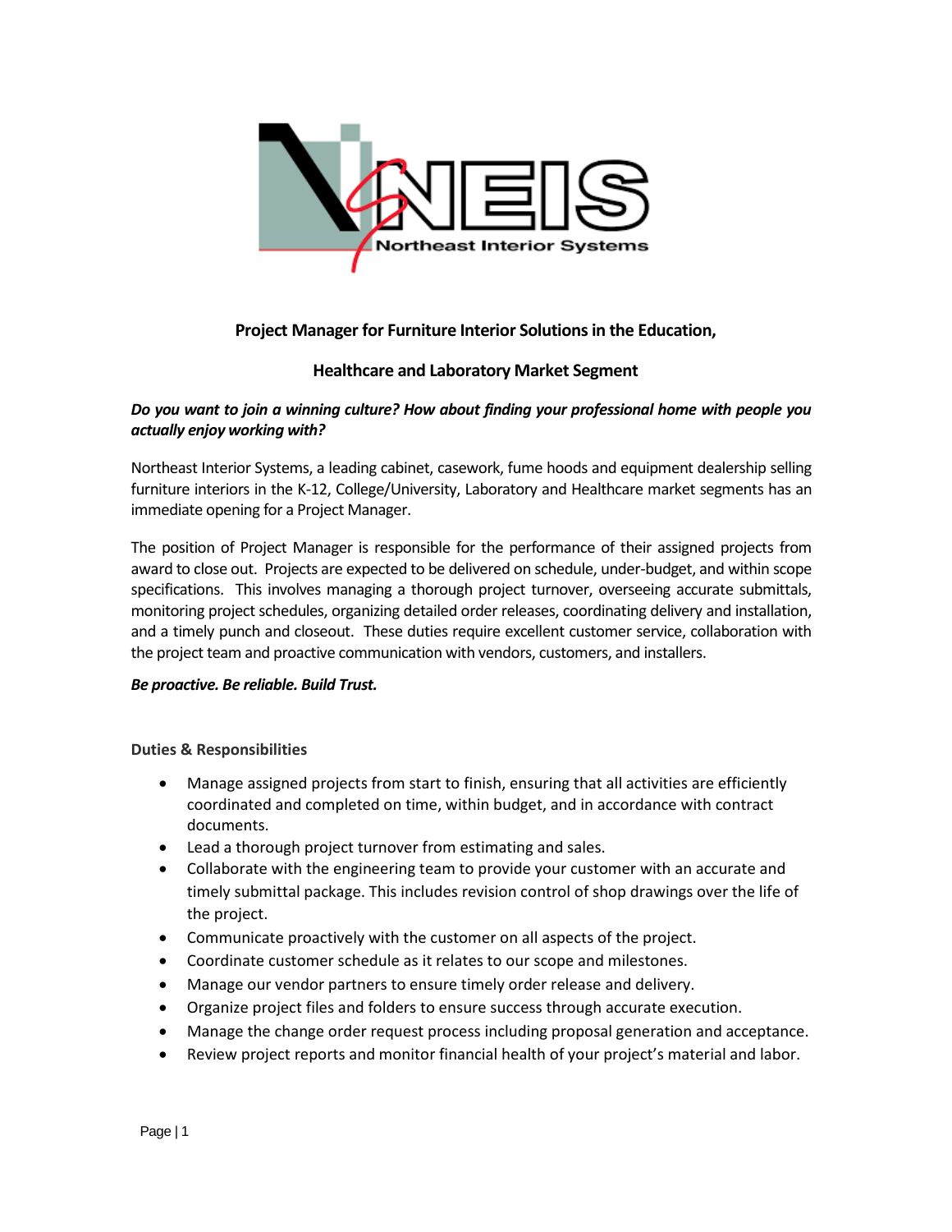NEIS Northeast Interior Systems

## Project Manager for Furniture Interior Solutions in the Education, Healthcare and Laboratory Market Segment

***Do you want to join a winning culture? How about finding your professional home with people you actually enjoy working with?***

Northeast Interior Systems, a leading cabinet, casework, fume hoods and equipment dealership selling furniture interiors in the K-12, College/University, Laboratory and Healthcare market segments has an immediate opening for a Project Manager.

The position of Project Manager is responsible for the performance of their assigned projects from award to close out. Projects are expected to be delivered on schedule, under-budget, and within scope specifications. This involves managing a thorough project turnover, overseeing accurate submittals, monitoring project schedules, organizing detailed order releases, coordinating delivery and installation, and a timely punch and closeout. These duties require excellent customer service, collaboration with the project team and proactive communication with vendors, customers, and installers.

***Be proactive. Be reliable. Build Trust.***

### Duties & Responsibilities

- Manage assigned projects from start to finish, ensuring that all activities are efficiently coordinated and completed on time, within budget, and in accordance with contract documents.
- Lead a thorough project turnover from estimating and sales.
- Collaborate with the engineering team to provide your customer with an accurate and timely submittal package. This includes revision control of shop drawings over the life of the project.
- Communicate proactively with the customer on all aspects of the project.
- Coordinate customer schedule as it relates to our scope and milestones.
- Manage our vendor partners to ensure timely order release and delivery.
- Organize project files and folders to ensure success through accurate execution.
- Manage the change order request process including proposal generation and acceptance.
- Review project reports and monitor financial health of your project's material and labor.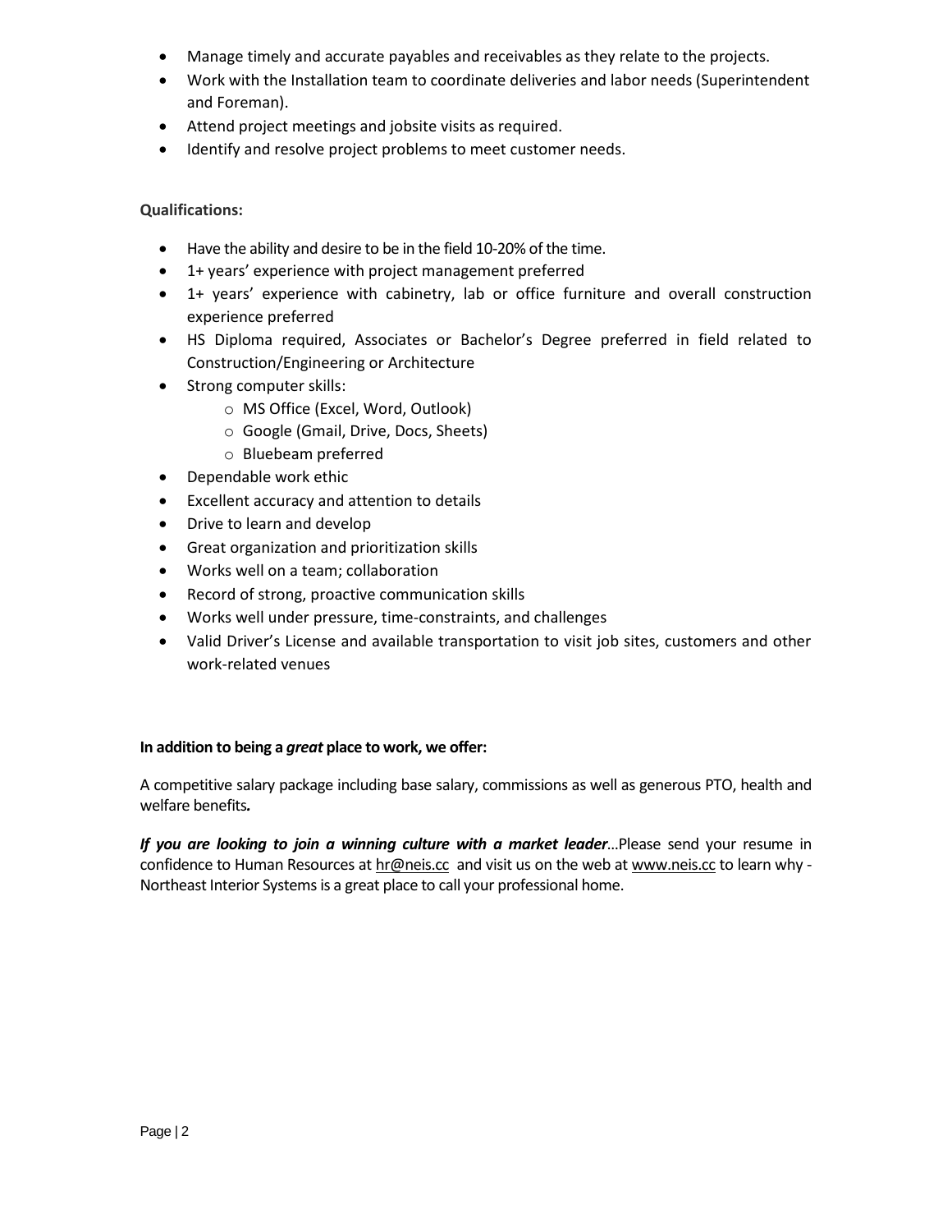- Manage timely and accurate payables and receivables as they relate to the projects.
- Work with the Installation team to coordinate deliveries and labor needs (Superintendent and Foreman).
- Attend project meetings and jobsite visits as required.
- Identify and resolve project problems to meet customer needs.

**Qualifications:**

- Have the ability and desire to be in the field 10-20% of the time.
- 1+ years' experience with project management preferred
- 1+ years' experience with cabinetry, lab or office furniture and overall construction experience preferred
- HS Diploma required, Associates or Bachelor's Degree preferred in field related to Construction/Engineering or Architecture
- Strong computer skills:
    - MS Office (Excel, Word, Outlook)
    - Google (Gmail, Drive, Docs, Sheets)
    - Bluebeam preferred
- Dependable work ethic
- Excellent accuracy and attention to details
- Drive to learn and develop
- Great organization and prioritization skills
- Works well on a team; collaboration
- Record of strong, proactive communication skills
- Works well under pressure, time-constraints, and challenges
- Valid Driver's License and available transportation to visit job sites, customers and other work-related venues

**In addition to being a *great* place to work, we offer:**

A competitive salary package including base salary, commissions as well as generous PTO, health and welfare benefits***.***

***If you are looking to join a winning culture with a market leader***…Please send your resume in confidence to Human Resources at hr@neis.cc and visit us on the web at www.neis.cc to learn why - Northeast Interior Systems is a great place to call your professional home.